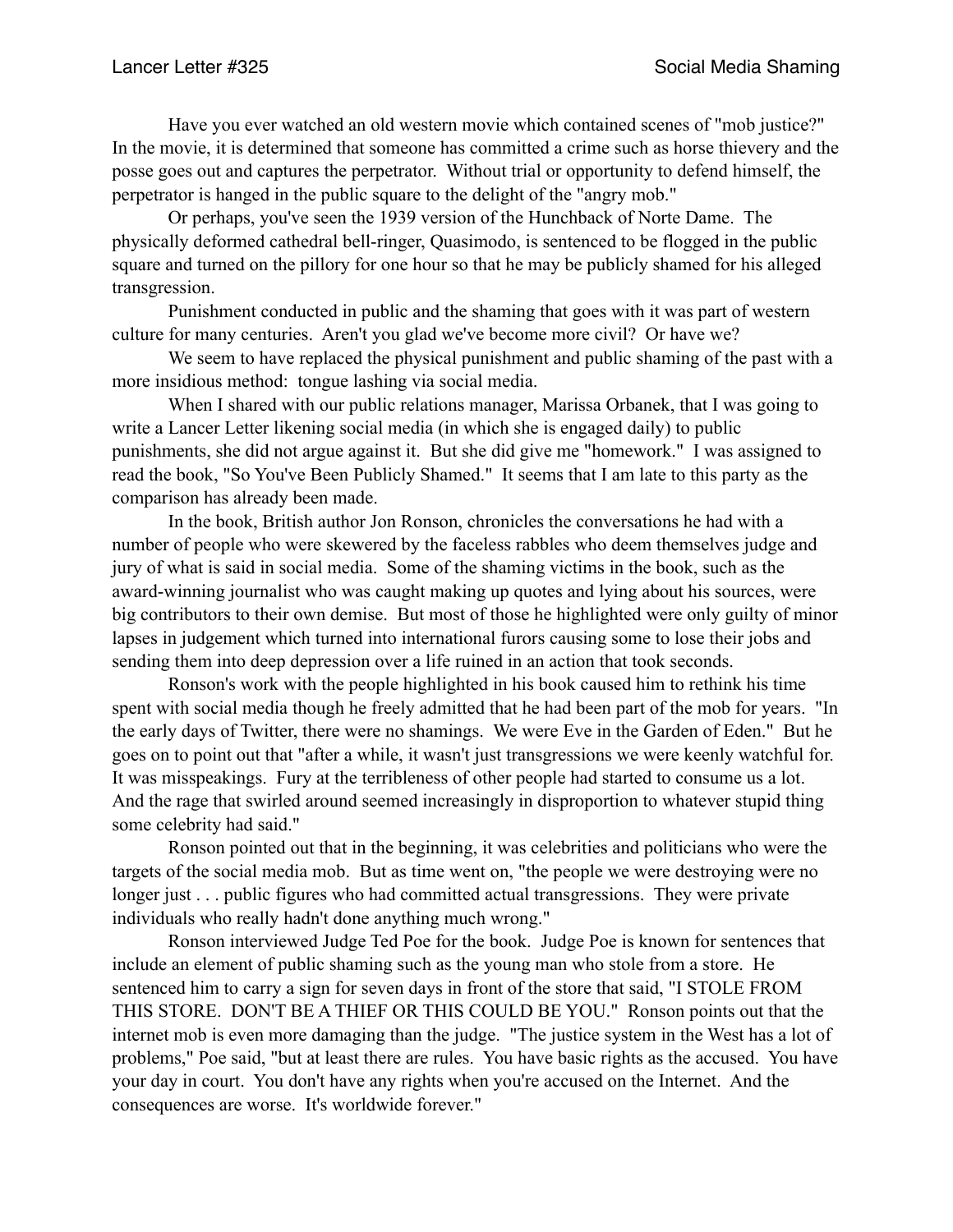Have you ever watched an old western movie which contained scenes of "mob justice?" In the movie, it is determined that someone has committed a crime such as horse thievery and the posse goes out and captures the perpetrator. Without trial or opportunity to defend himself, the perpetrator is hanged in the public square to the delight of the "angry mob."

Or perhaps, you've seen the 1939 version of the Hunchback of Norte Dame. The physically deformed cathedral bell-ringer, Quasimodo, is sentenced to be flogged in the public square and turned on the pillory for one hour so that he may be publicly shamed for his alleged transgression.

Punishment conducted in public and the shaming that goes with it was part of western culture for many centuries. Aren't you glad we've become more civil? Or have we?

We seem to have replaced the physical punishment and public shaming of the past with a more insidious method: tongue lashing via social media.

When I shared with our public relations manager, Marissa Orbanek, that I was going to write a Lancer Letter likening social media (in which she is engaged daily) to public punishments, she did not argue against it. But she did give me "homework." I was assigned to read the book, "So You've Been Publicly Shamed." It seems that I am late to this party as the comparison has already been made.

In the book, British author Jon Ronson, chronicles the conversations he had with a number of people who were skewered by the faceless rabbles who deem themselves judge and jury of what is said in social media. Some of the shaming victims in the book, such as the award-winning journalist who was caught making up quotes and lying about his sources, were big contributors to their own demise. But most of those he highlighted were only guilty of minor lapses in judgement which turned into international furors causing some to lose their jobs and sending them into deep depression over a life ruined in an action that took seconds.

Ronson's work with the people highlighted in his book caused him to rethink his time spent with social media though he freely admitted that he had been part of the mob for years. "In the early days of Twitter, there were no shamings. We were Eve in the Garden of Eden." But he goes on to point out that "after a while, it wasn't just transgressions we were keenly watchful for. It was misspeakings. Fury at the terribleness of other people had started to consume us a lot. And the rage that swirled around seemed increasingly in disproportion to whatever stupid thing some celebrity had said."

Ronson pointed out that in the beginning, it was celebrities and politicians who were the targets of the social media mob. But as time went on, "the people we were destroying were no longer just . . . public figures who had committed actual transgressions. They were private individuals who really hadn't done anything much wrong."

Ronson interviewed Judge Ted Poe for the book. Judge Poe is known for sentences that include an element of public shaming such as the young man who stole from a store. He sentenced him to carry a sign for seven days in front of the store that said, "I STOLE FROM THIS STORE. DON'T BE A THIEF OR THIS COULD BE YOU." Ronson points out that the internet mob is even more damaging than the judge. "The justice system in the West has a lot of problems," Poe said, "but at least there are rules. You have basic rights as the accused. You have your day in court. You don't have any rights when you're accused on the Internet. And the consequences are worse. It's worldwide forever."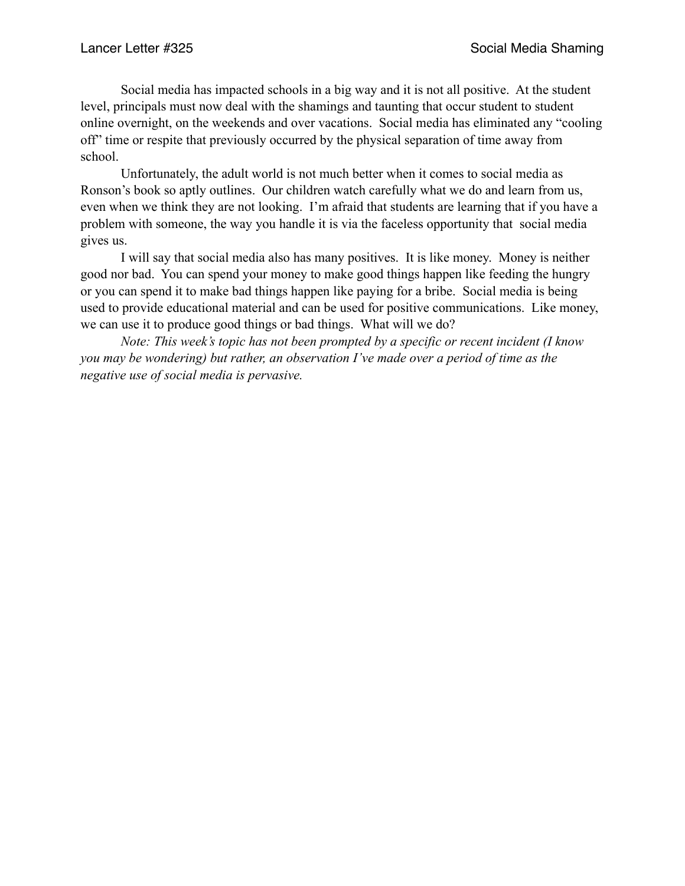Social media has impacted schools in a big way and it is not all positive. At the student level, principals must now deal with the shamings and taunting that occur student to student online overnight, on the weekends and over vacations. Social media has eliminated any "cooling off" time or respite that previously occurred by the physical separation of time away from school.

Unfortunately, the adult world is not much better when it comes to social media as Ronson's book so aptly outlines. Our children watch carefully what we do and learn from us, even when we think they are not looking. I'm afraid that students are learning that if you have a problem with someone, the way you handle it is via the faceless opportunity that social media gives us.

I will say that social media also has many positives. It is like money. Money is neither good nor bad. You can spend your money to make good things happen like feeding the hungry or you can spend it to make bad things happen like paying for a bribe. Social media is being used to provide educational material and can be used for positive communications. Like money, we can use it to produce good things or bad things. What will we do?

*Note: This week's topic has not been prompted by a specific or recent incident (I know you may be wondering) but rather, an observation I've made over a period of time as the negative use of social media is pervasive.*